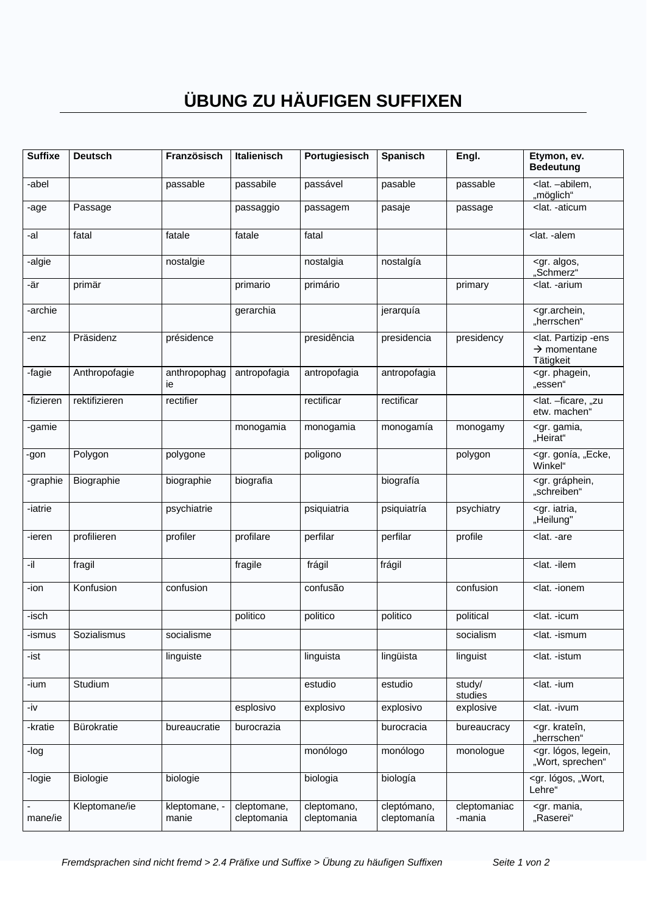# ÜBUNG ZU HÄUFIGEN SUFFIXEN

| Suffixe | Deutsch | Französisch | Italienisch | Portugiesisch | Spanisch | Engl. | Etymon, ev. Bedeutung |
|---|---|---|---|---|---|---|---|
| -abel | | passable | passabile | passável | pasable | passable | <lat. –abilem, „möglich“ |
| -age | Passage | | passaggio | passagem | pasaje | passage | <lat. -aticum |
| -al | fatal | fatale | fatale | fatal | | | <lat. -alem |
| -algie | | nostalgie | | nostalgia | nostalgía | | <gr. algos, „Schmerz“ |
| -är | primär | | primario | primário | | primary | <lat. -arium |
| -archie | | | gerarchia | | jerarquía | | <gr.archein, „herrschen“ |
| -enz | Präsidenz | présidence | | presidência | presidencia | presidency | <lat. Partizip -ens → momentane Tätigkeit |
| -fagie | Anthropofagie | anthropophagie | antropofagia | antropofagia | antropofagia | | <gr. phagein, „essen“ |
| -fizieren | rektifizieren | rectifier | | rectificar | rectificar | | <lat. –ficare, „zu etw. machen“ |
| -gamie | | | monogamia | monogamia | monogamía | monogamy | <gr. gamia, „Heirat“ |
| -gon | Polygon | polygone | | poligono | | polygon | <gr. gonía, „Ecke, Winkel“ |
| -graphie | Biographie | biographie | biografia | | biografía | | <gr. gráphein, „schreiben“ |
| -iatrie | | psychiatrie | | psiquiatria | psiquiatría | psychiatry | <gr. iatria, „Heilung" |
| -ieren | profilieren | profiler | profilare | perfilar | perfilar | profile | <lat. -are |
| -il | fragil | | fragile | frágil | frágil | | <lat. -ilem |
| -ion | Konfusion | confusion | | confusão | | confusion | <lat. -ionem |
| -isch | | | politico | politico | politico | political | <lat. -icum |
| -ismus | Sozialismus | socialisme | | | | socialism | <lat. -ismum |
| -ist | | linguiste | | linguista | lingüista | linguist | <lat. -istum |
| -ium | Studium | | | estudio | estudio | study/ studies | <lat. -ium |
| -iv | | | esplosivo | explosivo | explosivo | explosive | <lat. -ivum |
| -kratie | Bürokratie | bureaucratie | burocrazia | | burocracia | bureaucracy | <gr. krateîn, „herrschen“ |
| -log | | | | monólogo | monólogo | monologue | <gr. lógos, legein, „Wort, sprechen“ |
| -logie | Biologie | biologie | | biologia | biología | | <gr. lógos, „Wort, Lehre“ |
| -mane/ie | Kleptomane/ie | kleptomane, -manie | cleptomane, cleptomania | cleptomano, cleptomania | cleptómano, cleptomanía | cleptomaniac -mania | <gr. mania, „Raserei“ |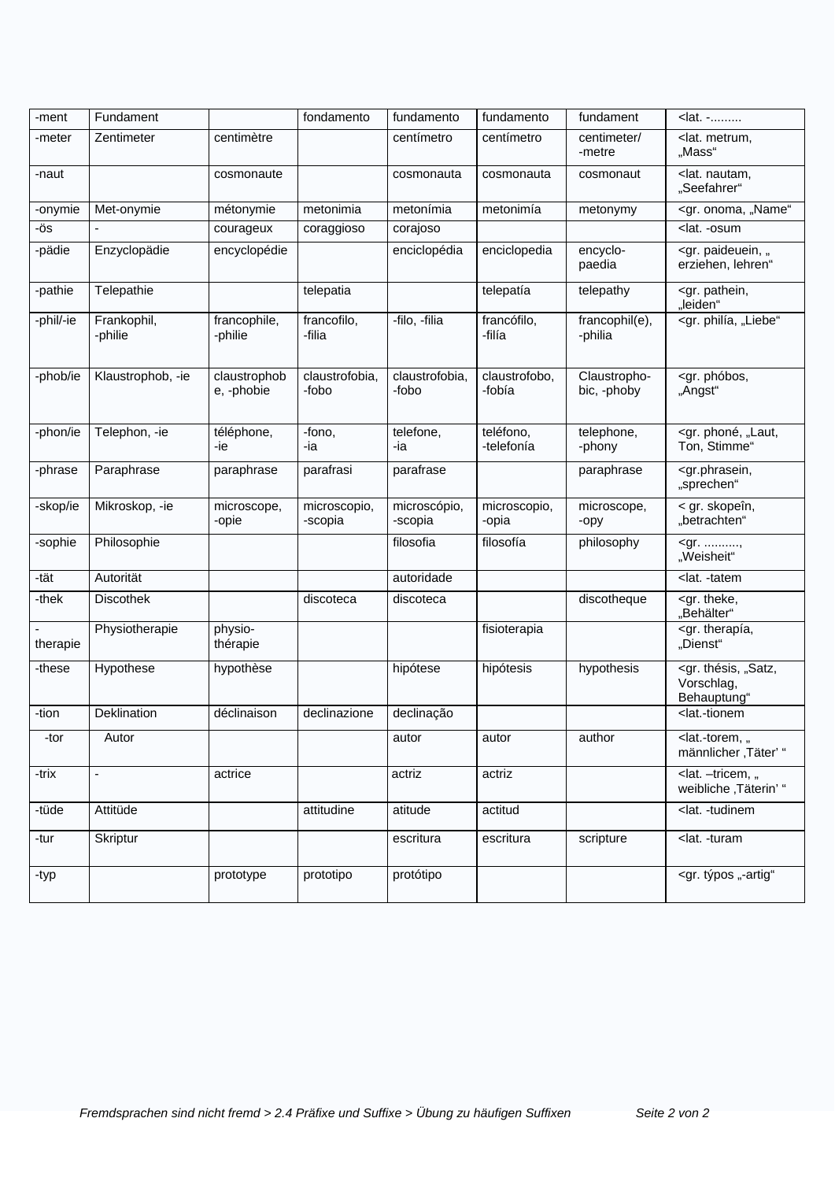| | | | | | | | |
|---|---|---|---|---|---|---|---|
| -ment | Fundament | | fondamento | fundamento | fundamento | fundament | <lat. -......... |
| -meter | Zentimeter | centimètre | | centímetro | centímetro | centimeter/ -metre | <lat. metrum, „Mass“ |
| -naut | | cosmonaute | | cosmonauta | cosmonauta | cosmonaut | <lat. nautam, „Seefahrer“ |
| -onymie | Met-onymie | métonymie | metonimia | metonímia | metonimía | metonymy | <gr. onoma, „Name“ |
| -ös | - | courageux | coraggioso | corajoso | | | <lat. -osum |
| -pädie | Enzyclopädie | encyclopédie | | enciclopédia | enciclopedia | encyclo-paedia | <gr. paideuein, „ erziehen, lehren“ |
| -pathie | Telepathie | | telepatia | | telepatía | telepathy | <gr. pathein, „leiden“ |
| -phil/-ie | Frankophil, -philie | francophile, -philie | francofilo, -filia | -filo, -filia | francófilo, -filía | francophil(e), -philia | <gr. philía, „Liebe“ |
| -phob/ie | Klaustrophob, -ie | claustrophobe, -phobie | claustrofobia, -fobo | claustrofobia, -fobo | claustrofobo, -fobía | Claustropho-bic, -phoby | <gr. phóbos, „Angst“ |
| -phon/ie | Telephon, -ie | téléphone, -ie | -fono, -ia | telefone, -ia | teléfono, -telefonía | telephone, -phony | <gr. phoné, „Laut, Ton, Stimme“ |
| -phrase | Paraphrase | paraphrase | parafrasi | parafrase | | paraphrase | <gr.phrasein, „sprechen“ |
| -skop/ie | Mikroskop, -ie | microscope, -opie | microscopio, -scopia | microscópio, -scopia | microscopio, -opia | microscope, -opy | < gr. skopeîn, „betrachten“ |
| -sophie | Philosophie | | | filosofia | filosofía | philosophy | <gr. .........., „Weisheit“ |
| -tät | Autorität | | | autoridade | | | <lat. -tatem |
| -thek | Discothek | | discoteca | discoteca | | discotheque | <gr. theke, „Behälter“ |
| -therapie | Physiotherapie | physio-thérapie | | | fisioterapia | | <gr. therapía, „Dienst“ |
| -these | Hypothese | hypothèse | | hipótese | hipótesis | hypothesis | <gr. thésis, „Satz, Vorschlag, Behauptung“ |
| -tion | Deklination | déclinaison | declinazione | declinação | | | <lat.-tionem |
| -tor | Autor | | | autor | autor | author | <lat.-torem, „ männlicher ‚Täter’ “ |
| -trix | - | actrice | | actriz | actriz | | <lat. –tricem, „ weibliche ‚Täterin’ “ |
| -tüde | Attitüde | | attitudine | atitude | actitud | | <lat. -tudinem |
| -tur | Skriptur | | | escritura | escritura | scripture | <lat. -turam |
| -typ | | prototype | prototipo | protótipo | | | <gr. týpos „-artig“ |